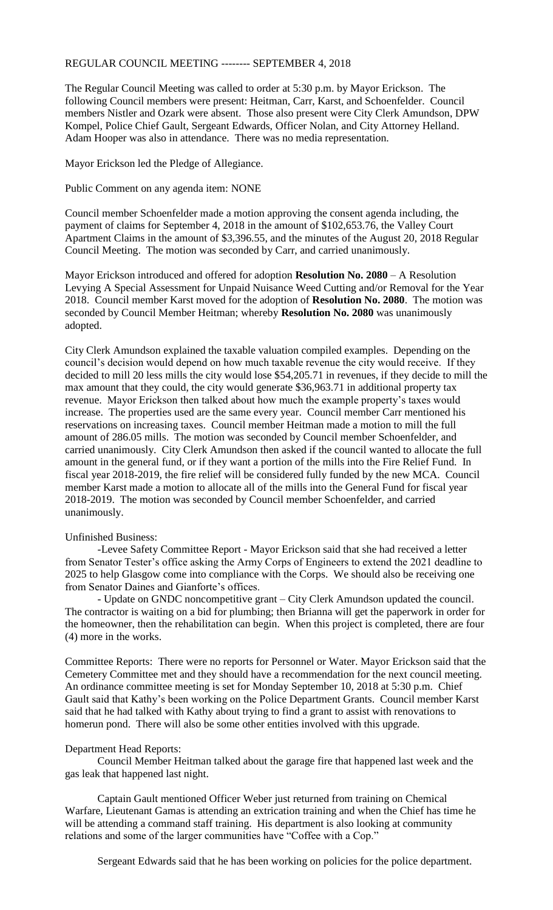REGULAR COUNCIL MEETING -------- SEPTEMBER 4, 2018

The Regular Council Meeting was called to order at 5:30 p.m. by Mayor Erickson. The following Council members were present: Heitman, Carr, Karst, and Schoenfelder. Council members Nistler and Ozark were absent. Those also present were City Clerk Amundson, DPW Kompel, Police Chief Gault, Sergeant Edwards, Officer Nolan, and City Attorney Helland. Adam Hooper was also in attendance. There was no media representation.

Mayor Erickson led the Pledge of Allegiance.

Public Comment on any agenda item: NONE

Council member Schoenfelder made a motion approving the consent agenda including, the payment of claims for September 4, 2018 in the amount of $102,653.76, the Valley Court Apartment Claims in the amount of $3,396.55, and the minutes of the August 20, 2018 Regular Council Meeting. The motion was seconded by Carr, and carried unanimously.

Mayor Erickson introduced and offered for adoption **Resolution No. 2080** – A Resolution Levying A Special Assessment for Unpaid Nuisance Weed Cutting and/or Removal for the Year 2018. Council member Karst moved for the adoption of **Resolution No. 2080**. The motion was seconded by Council Member Heitman; whereby **Resolution No. 2080** was unanimously adopted.

City Clerk Amundson explained the taxable valuation compiled examples. Depending on the council's decision would depend on how much taxable revenue the city would receive. If they decided to mill 20 less mills the city would lose $54,205.71 in revenues, if they decide to mill the max amount that they could, the city would generate $36,963.71 in additional property tax revenue. Mayor Erickson then talked about how much the example property's taxes would increase. The properties used are the same every year. Council member Carr mentioned his reservations on increasing taxes. Council member Heitman made a motion to mill the full amount of 286.05 mills. The motion was seconded by Council member Schoenfelder, and carried unanimously. City Clerk Amundson then asked if the council wanted to allocate the full amount in the general fund, or if they want a portion of the mills into the Fire Relief Fund. In fiscal year 2018-2019, the fire relief will be considered fully funded by the new MCA. Council member Karst made a motion to allocate all of the mills into the General Fund for fiscal year 2018-2019. The motion was seconded by Council member Schoenfelder, and carried unanimously.

Unfinished Business:

-Levee Safety Committee Report - Mayor Erickson said that she had received a letter from Senator Tester's office asking the Army Corps of Engineers to extend the 2021 deadline to 2025 to help Glasgow come into compliance with the Corps. We should also be receiving one from Senator Daines and Gianforte's offices.

- Update on GNDC noncompetitive grant – City Clerk Amundson updated the council. The contractor is waiting on a bid for plumbing; then Brianna will get the paperwork in order for the homeowner, then the rehabilitation can begin. When this project is completed, there are four (4) more in the works.

Committee Reports: There were no reports for Personnel or Water. Mayor Erickson said that the Cemetery Committee met and they should have a recommendation for the next council meeting. An ordinance committee meeting is set for Monday September 10, 2018 at 5:30 p.m. Chief Gault said that Kathy's been working on the Police Department Grants. Council member Karst said that he had talked with Kathy about trying to find a grant to assist with renovations to homerun pond. There will also be some other entities involved with this upgrade.

Department Head Reports:

Council Member Heitman talked about the garage fire that happened last week and the gas leak that happened last night.

Captain Gault mentioned Officer Weber just returned from training on Chemical Warfare, Lieutenant Gamas is attending an extrication training and when the Chief has time he will be attending a command staff training. His department is also looking at community relations and some of the larger communities have "Coffee with a Cop."

Sergeant Edwards said that he has been working on policies for the police department.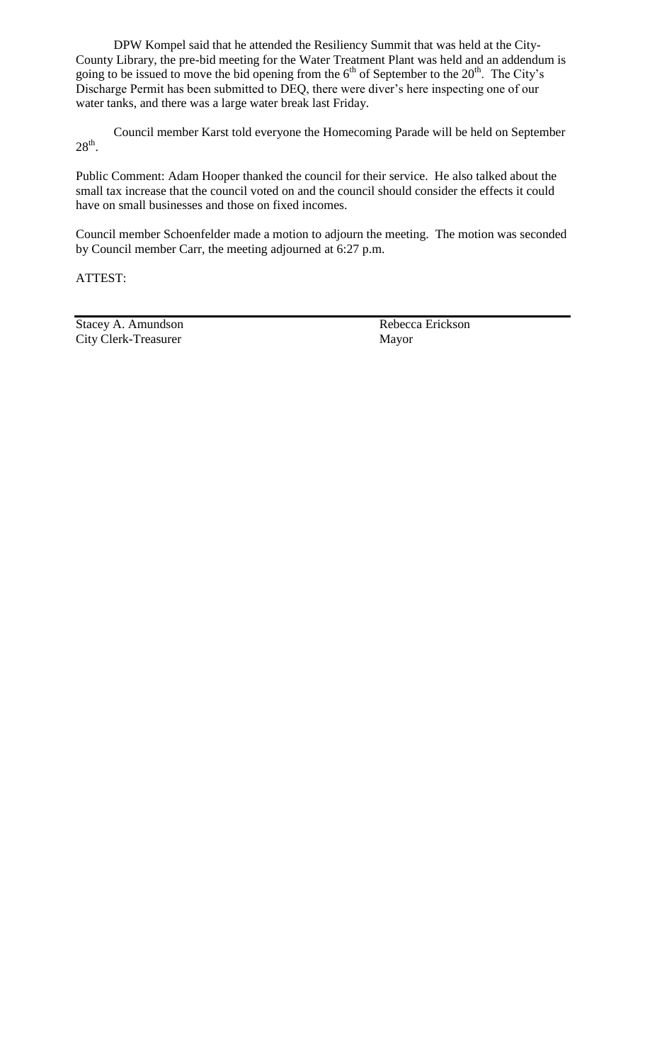DPW Kompel said that he attended the Resiliency Summit that was held at the City-County Library, the pre-bid meeting for the Water Treatment Plant was held and an addendum is going to be issued to move the bid opening from the 6th of September to the 20th. The City's Discharge Permit has been submitted to DEQ, there were diver's here inspecting one of our water tanks, and there was a large water break last Friday.

Council member Karst told everyone the Homecoming Parade will be held on September 28th.

Public Comment: Adam Hooper thanked the council for their service. He also talked about the small tax increase that the council voted on and the council should consider the effects it could have on small businesses and those on fixed incomes.

Council member Schoenfelder made a motion to adjourn the meeting. The motion was seconded by Council member Carr, the meeting adjourned at 6:27 p.m.

ATTEST:

| | |
|---|---|
| Stacey A. Amundson | Rebecca Erickson |
| City Clerk-Treasurer | Mayor |